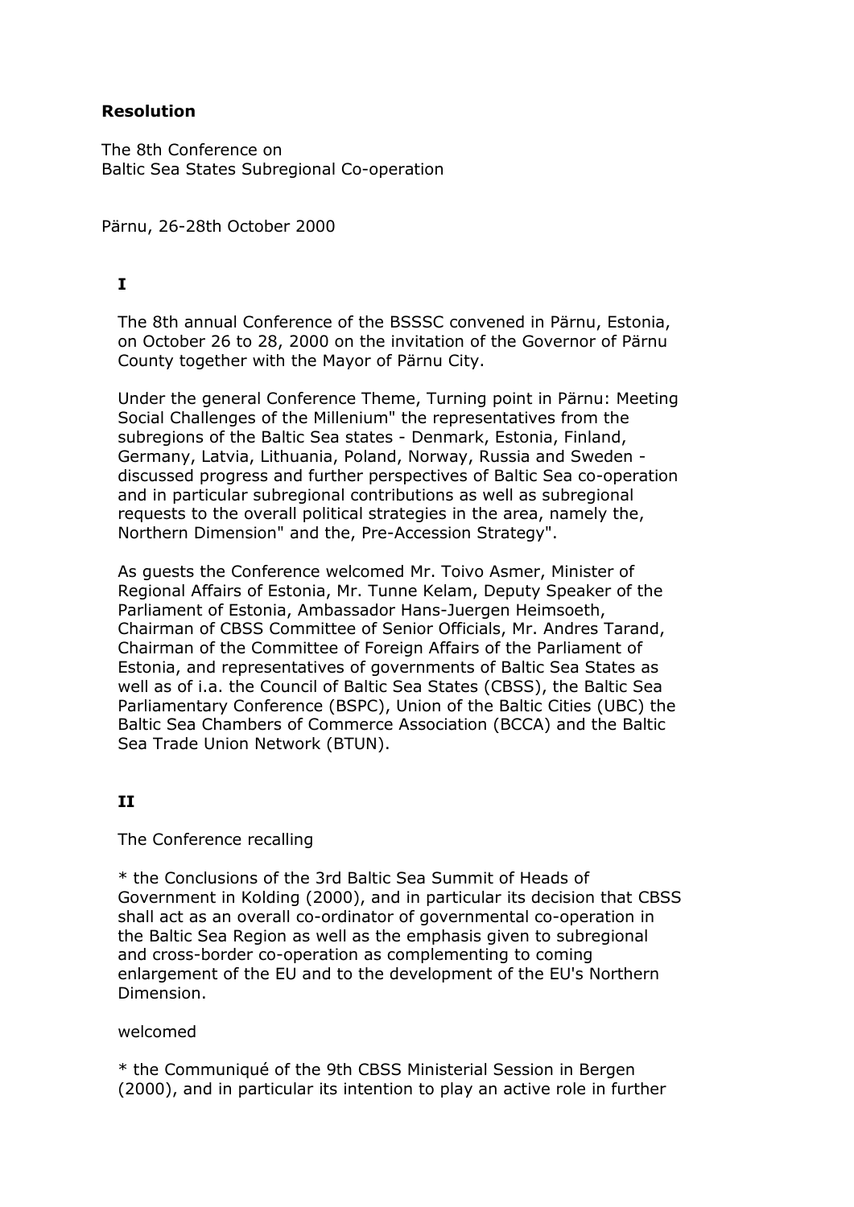**Resolution**

The 8th Conference on
Baltic Sea States Subregional Co-operation

Pärnu, 26-28th October 2000

**I**

The 8th annual Conference of the BSSSC convened in Pärnu, Estonia, on October 26 to 28, 2000 on the invitation of the Governor of Pärnu County together with the Mayor of Pärnu City.

Under the general Conference Theme, Turning point in Pärnu: Meeting Social Challenges of the Millenium" the representatives from the subregions of the Baltic Sea states - Denmark, Estonia, Finland, Germany, Latvia, Lithuania, Poland, Norway, Russia and Sweden - discussed progress and further perspectives of Baltic Sea co-operation and in particular subregional contributions as well as subregional requests to the overall political strategies in the area, namely the, Northern Dimension" and the, Pre-Accession Strategy".

As guests the Conference welcomed Mr. Toivo Asmer, Minister of Regional Affairs of Estonia, Mr. Tunne Kelam, Deputy Speaker of the Parliament of Estonia, Ambassador Hans-Juergen Heimsoeth, Chairman of CBSS Committee of Senior Officials, Mr. Andres Tarand, Chairman of the Committee of Foreign Affairs of the Parliament of Estonia, and representatives of governments of Baltic Sea States as well as of i.a. the Council of Baltic Sea States (CBSS), the Baltic Sea Parliamentary Conference (BSPC), Union of the Baltic Cities (UBC) the Baltic Sea Chambers of Commerce Association (BCCA) and the Baltic Sea Trade Union Network (BTUN).

**II**

The Conference recalling

* the Conclusions of the 3rd Baltic Sea Summit of Heads of Government in Kolding (2000), and in particular its decision that CBSS shall act as an overall co-ordinator of governmental co-operation in the Baltic Sea Region as well as the emphasis given to subregional and cross-border co-operation as complementing to coming enlargement of the EU and to the development of the EU's Northern Dimension.

welcomed

* the Communiqué of the 9th CBSS Ministerial Session in Bergen (2000), and in particular its intention to play an active role in further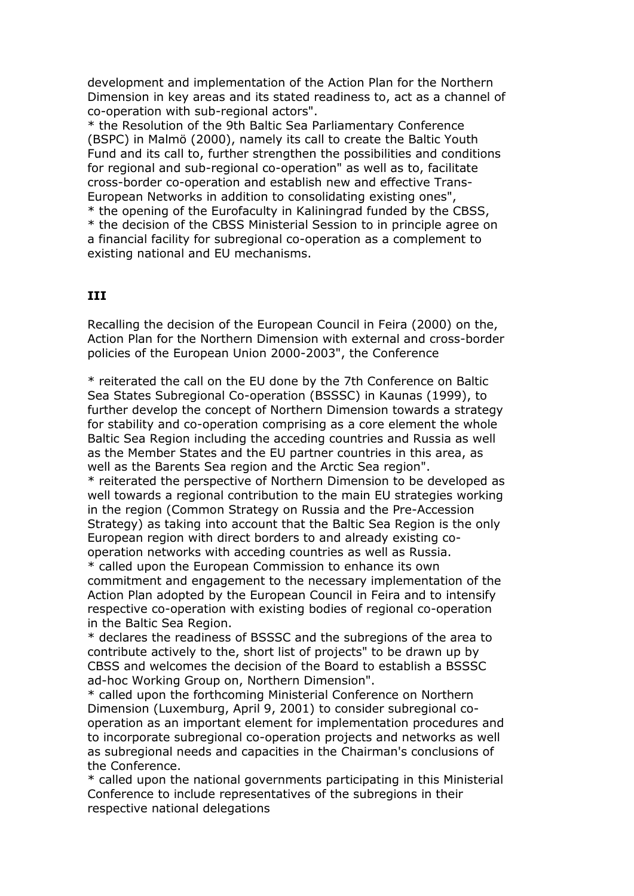development and implementation of the Action Plan for the Northern Dimension in key areas and its stated readiness to, act as a channel of co-operation with sub-regional actors".

* the Resolution of the 9th Baltic Sea Parliamentary Conference (BSPC) in Malmö (2000), namely its call to create the Baltic Youth Fund and its call to, further strengthen the possibilities and conditions for regional and sub-regional co-operation" as well as to, facilitate cross-border co-operation and establish new and effective Trans-European Networks in addition to consolidating existing ones",
* the opening of the Eurofaculty in Kaliningrad funded by the CBSS,
* the decision of the CBSS Ministerial Session to in principle agree on a financial facility for subregional co-operation as a complement to existing national and EU mechanisms.

### III

Recalling the decision of the European Council in Feira (2000) on the, Action Plan for the Northern Dimension with external and cross-border policies of the European Union 2000-2003", the Conference

* reiterated the call on the EU done by the 7th Conference on Baltic Sea States Subregional Co-operation (BSSSC) in Kaunas (1999), to further develop the concept of Northern Dimension towards a strategy for stability and co-operation comprising as a core element the whole Baltic Sea Region including the acceding countries and Russia as well as the Member States and the EU partner countries in this area, as well as the Barents Sea region and the Arctic Sea region".
* reiterated the perspective of Northern Dimension to be developed as well towards a regional contribution to the main EU strategies working in the region (Common Strategy on Russia and the Pre-Accession Strategy) as taking into account that the Baltic Sea Region is the only European region with direct borders to and already existing co-operation networks with acceding countries as well as Russia.
* called upon the European Commission to enhance its own commitment and engagement to the necessary implementation of the Action Plan adopted by the European Council in Feira and to intensify respective co-operation with existing bodies of regional co-operation in the Baltic Sea Region.
* declares the readiness of BSSSC and the subregions of the area to contribute actively to the, short list of projects" to be drawn up by CBSS and welcomes the decision of the Board to establish a BSSSC ad-hoc Working Group on, Northern Dimension".
* called upon the forthcoming Ministerial Conference on Northern Dimension (Luxemburg, April 9, 2001) to consider subregional co-operation as an important element for implementation procedures and to incorporate subregional co-operation projects and networks as well as subregional needs and capacities in the Chairman's conclusions of the Conference.
* called upon the national governments participating in this Ministerial Conference to include representatives of the subregions in their respective national delegations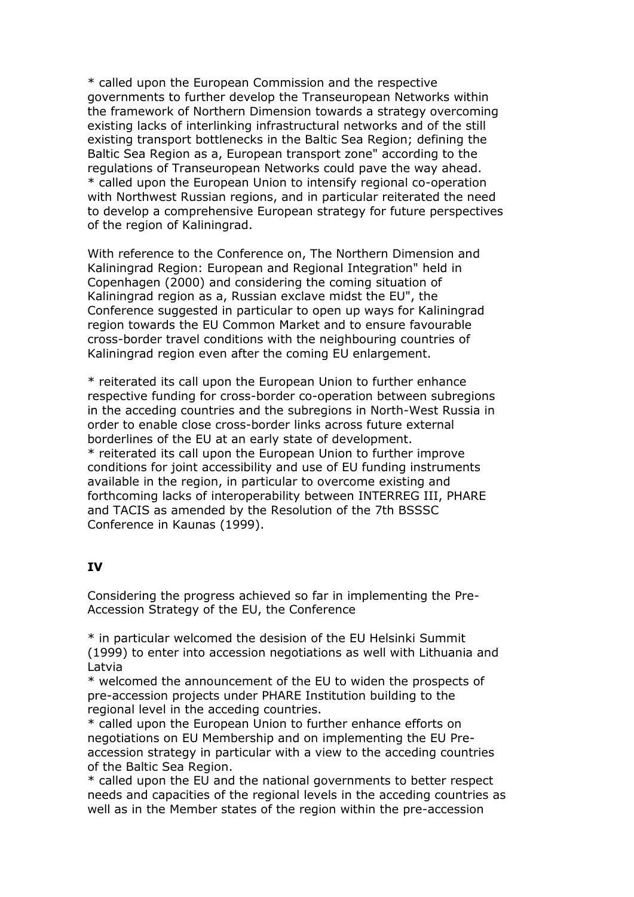* called upon the European Commission and the respective governments to further develop the Transeuropean Networks within the framework of Northern Dimension towards a strategy overcoming existing lacks of interlinking infrastructural networks and of the still existing transport bottlenecks in the Baltic Sea Region; defining the Baltic Sea Region as a, European transport zone" according to the regulations of Transeuropean Networks could pave the way ahead.
* called upon the European Union to intensify regional co-operation with Northwest Russian regions, and in particular reiterated the need to develop a comprehensive European strategy for future perspectives of the region of Kaliningrad.

With reference to the Conference on, The Northern Dimension and Kaliningrad Region: European and Regional Integration" held in Copenhagen (2000) and considering the coming situation of Kaliningrad region as a, Russian exclave midst the EU", the Conference suggested in particular to open up ways for Kaliningrad region towards the EU Common Market and to ensure favourable cross-border travel conditions with the neighbouring countries of Kaliningrad region even after the coming EU enlargement.

* reiterated its call upon the European Union to further enhance respective funding for cross-border co-operation between subregions in the acceding countries and the subregions in North-West Russia in order to enable close cross-border links across future external borderlines of the EU at an early state of development.
* reiterated its call upon the European Union to further improve conditions for joint accessibility and use of EU funding instruments available in the region, in particular to overcome existing and forthcoming lacks of interoperability between INTERREG III, PHARE and TACIS as amended by the Resolution of the 7th BSSSC Conference in Kaunas (1999).

**IV**

Considering the progress achieved so far in implementing the Pre-Accession Strategy of the EU, the Conference

* in particular welcomed the desision of the EU Helsinki Summit (1999) to enter into accession negotiations as well with Lithuania and Latvia
* welcomed the announcement of the EU to widen the prospects of pre-accession projects under PHARE Institution building to the regional level in the acceding countries.
* called upon the European Union to further enhance efforts on negotiations on EU Membership and on implementing the EU Pre-accession strategy in particular with a view to the acceding countries of the Baltic Sea Region.
* called upon the EU and the national governments to better respect needs and capacities of the regional levels in the acceding countries as well as in the Member states of the region within the pre-accession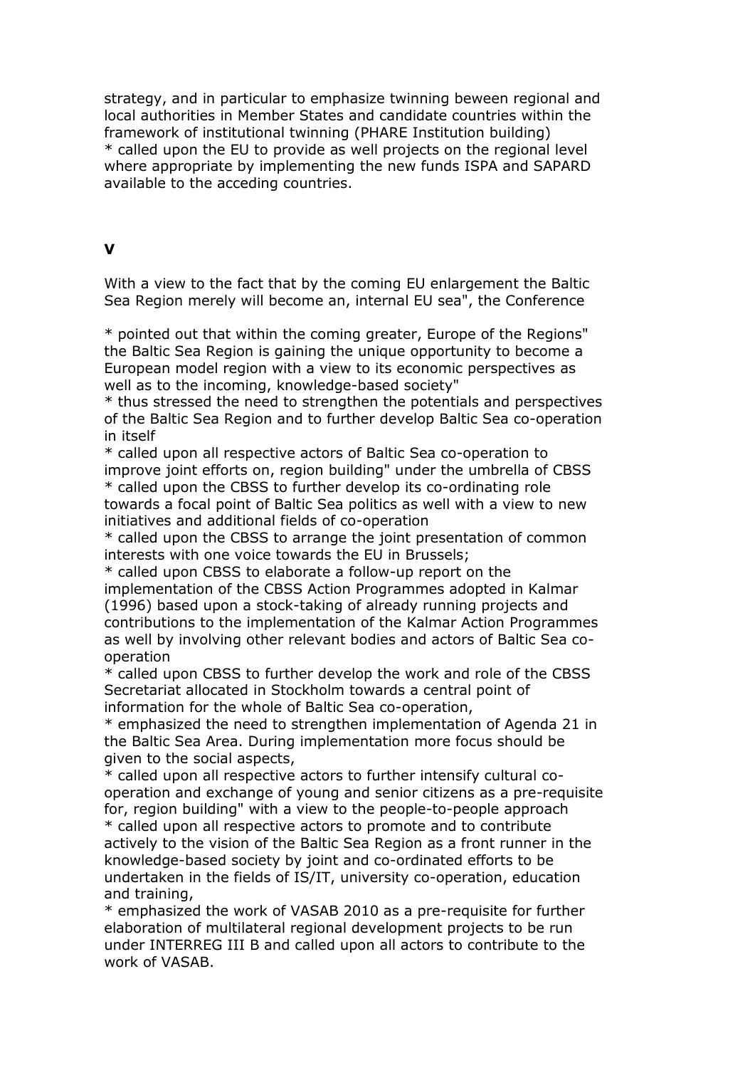strategy, and in particular to emphasize twinning beween regional and local authorities in Member States and candidate countries within the framework of institutional twinning (PHARE Institution building)
* called upon the EU to provide as well projects on the regional level where appropriate by implementing the new funds ISPA and SAPARD available to the acceding countries.

## V

With a view to the fact that by the coming EU enlargement the Baltic Sea Region merely will become an, internal EU sea", the Conference

* pointed out that within the coming greater, Europe of the Regions" the Baltic Sea Region is gaining the unique opportunity to become a European model region with a view to its economic perspectives as well as to the incoming, knowledge-based society"
* thus stressed the need to strengthen the potentials and perspectives of the Baltic Sea Region and to further develop Baltic Sea co-operation in itself
* called upon all respective actors of Baltic Sea co-operation to improve joint efforts on, region building" under the umbrella of CBSS
* called upon the CBSS to further develop its co-ordinating role towards a focal point of Baltic Sea politics as well with a view to new initiatives and additional fields of co-operation
* called upon the CBSS to arrange the joint presentation of common interests with one voice towards the EU in Brussels;
* called upon CBSS to elaborate a follow-up report on the implementation of the CBSS Action Programmes adopted in Kalmar (1996) based upon a stock-taking of already running projects and contributions to the implementation of the Kalmar Action Programmes as well by involving other relevant bodies and actors of Baltic Sea co-operation
* called upon CBSS to further develop the work and role of the CBSS Secretariat allocated in Stockholm towards a central point of information for the whole of Baltic Sea co-operation,
* emphasized the need to strengthen implementation of Agenda 21 in the Baltic Sea Area. During implementation more focus should be given to the social aspects,
* called upon all respective actors to further intensify cultural co-operation and exchange of young and senior citizens as a pre-requisite for, region building" with a view to the people-to-people approach
* called upon all respective actors to promote and to contribute actively to the vision of the Baltic Sea Region as a front runner in the knowledge-based society by joint and co-ordinated efforts to be undertaken in the fields of IS/IT, university co-operation, education and training,
* emphasized the work of VASAB 2010 as a pre-requisite for further elaboration of multilateral regional development projects to be run under INTERREG III B and called upon all actors to contribute to the work of VASAB.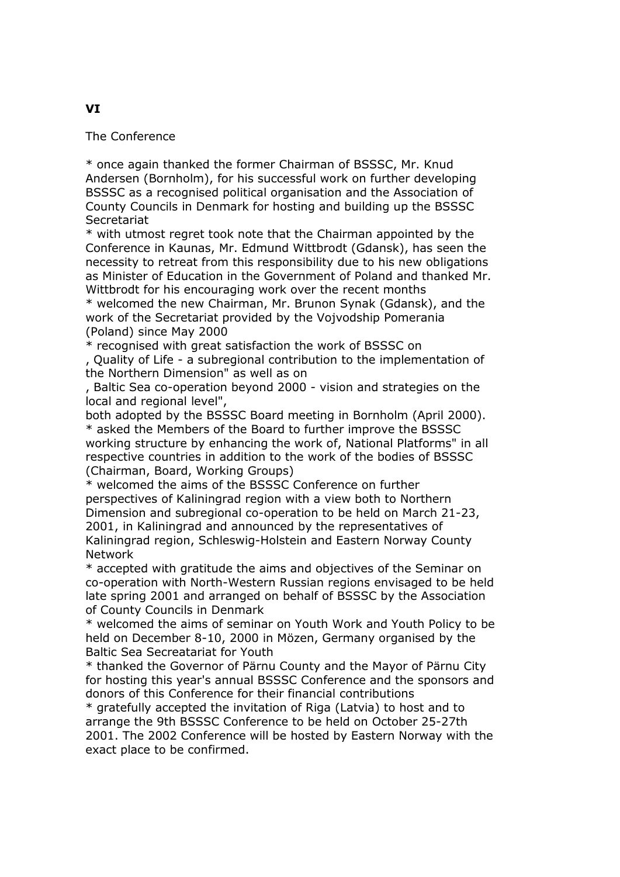**VI**

The Conference

* once again thanked the former Chairman of BSSSC, Mr. Knud Andersen (Bornholm), for his successful work on further developing BSSSC as a recognised political organisation and the Association of County Councils in Denmark for hosting and building up the BSSSC Secretariat
* with utmost regret took note that the Chairman appointed by the Conference in Kaunas, Mr. Edmund Wittbrodt (Gdansk), has seen the necessity to retreat from this responsibility due to his new obligations as Minister of Education in the Government of Poland and thanked Mr. Wittbrodt for his encouraging work over the recent months
* welcomed the new Chairman, Mr. Brunon Synak (Gdansk), and the work of the Secretariat provided by the Vojvodship Pomerania (Poland) since May 2000
* recognised with great satisfaction the work of BSSSC on
, Quality of Life - a subregional contribution to the implementation of the Northern Dimension" as well as on
, Baltic Sea co-operation beyond 2000 - vision and strategies on the local and regional level",
both adopted by the BSSSC Board meeting in Bornholm (April 2000).
* asked the Members of the Board to further improve the BSSSC working structure by enhancing the work of, National Platforms" in all respective countries in addition to the work of the bodies of BSSSC (Chairman, Board, Working Groups)
* welcomed the aims of the BSSSC Conference on further perspectives of Kaliningrad region with a view both to Northern Dimension and subregional co-operation to be held on March 21-23, 2001, in Kaliningrad and announced by the representatives of Kaliningrad region, Schleswig-Holstein and Eastern Norway County Network
* accepted with gratitude the aims and objectives of the Seminar on co-operation with North-Western Russian regions envisaged to be held late spring 2001 and arranged on behalf of BSSSC by the Association of County Councils in Denmark
* welcomed the aims of seminar on Youth Work and Youth Policy to be held on December 8-10, 2000 in Mözen, Germany organised by the Baltic Sea Secreatariat for Youth
* thanked the Governor of Pärnu County and the Mayor of Pärnu City for hosting this year's annual BSSSC Conference and the sponsors and donors of this Conference for their financial contributions
* gratefully accepted the invitation of Riga (Latvia) to host and to arrange the 9th BSSSC Conference to be held on October 25-27th 2001. The 2002 Conference will be hosted by Eastern Norway with the exact place to be confirmed.